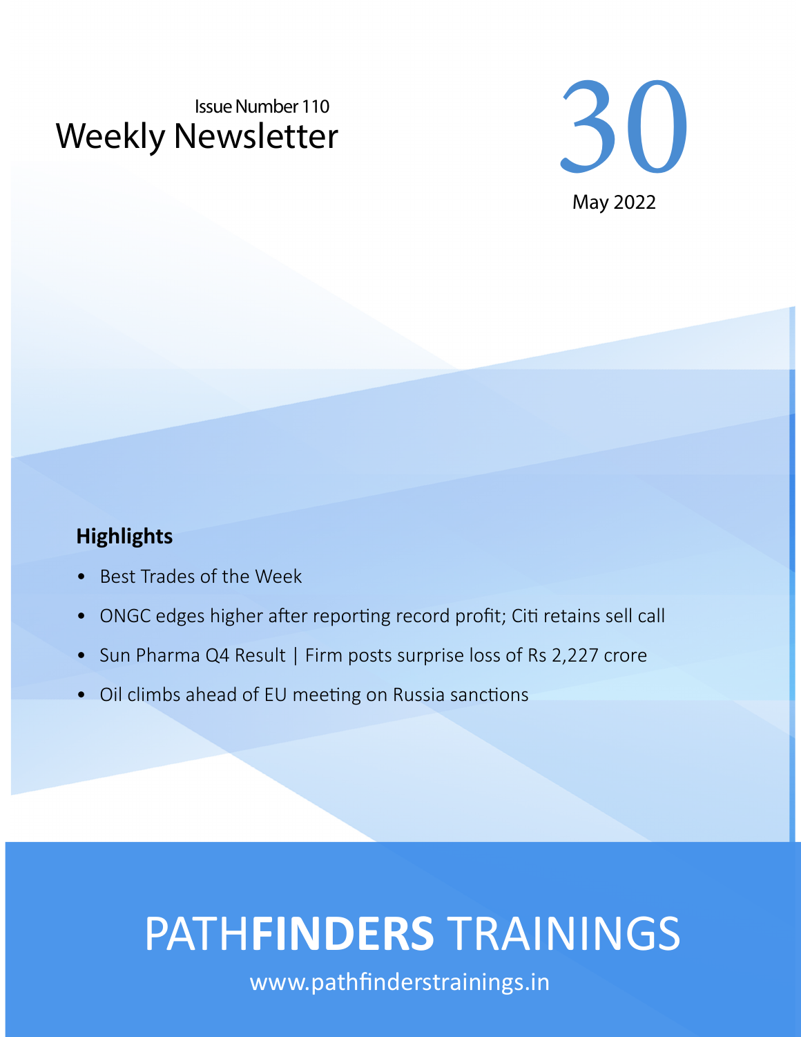Issue Number 110

# Weekly Newsletter

30

May 2022

## Highlights

- Best Trades of the Week
- ONGC edges higher after reporting record profit; Citi retains sell call
- Sun Pharma Q4 Result | Firm posts surprise loss of Rs 2,227 crore
- Oil climbs ahead of EU meeting on Russia sanctions

PATH**FINDERS** TRAININGS

www.pathfinderstrainings.in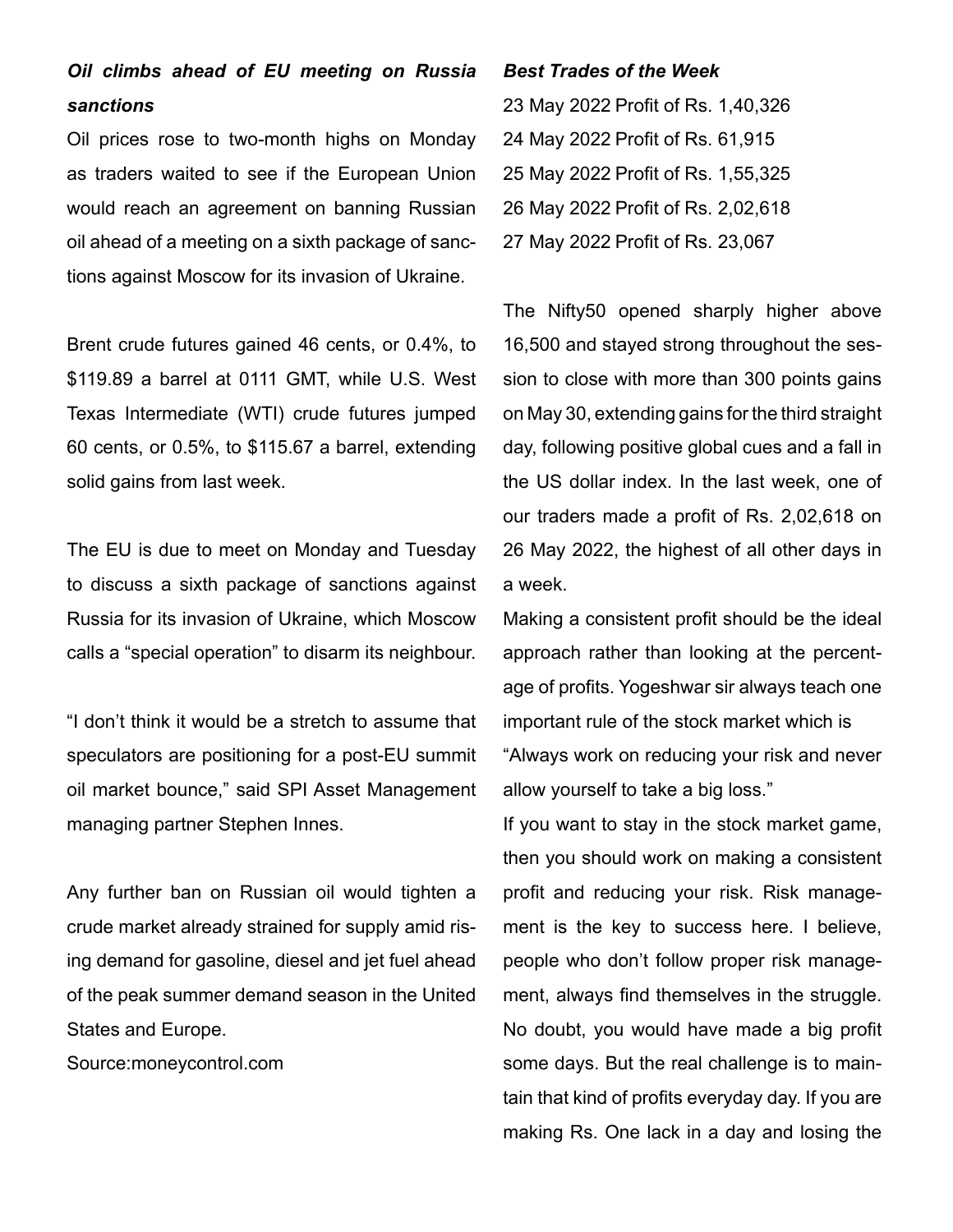### *Oil climbs ahead of EU meeting on Russia sanctions*

Oil prices rose to two-month highs on Monday as traders waited to see if the European Union would reach an agreement on banning Russian oil ahead of a meeting on a sixth package of sanctions against Moscow for its invasion of Ukraine.

Brent crude futures gained 46 cents, or 0.4%, to $119.89 a barrel at 0111 GMT, while U.S. West Texas Intermediate (WTI) crude futures jumped 60 cents, or 0.5%, to $115.67 a barrel, extending solid gains from last week.

The EU is due to meet on Monday and Tuesday to discuss a sixth package of sanctions against Russia for its invasion of Ukraine, which Moscow calls a “special operation” to disarm its neighbour.

“I don’t think it would be a stretch to assume that speculators are positioning for a post-EU summit oil market bounce,” said SPI Asset Management managing partner Stephen Innes.

Any further ban on Russian oil would tighten a crude market already strained for supply amid rising demand for gasoline, diesel and jet fuel ahead of the peak summer demand season in the United States and Europe.

Source:moneycontrol.com

### *Best Trades of the Week*

23 May 2022 Profit of Rs. 1,40,326

24 May 2022 Profit of Rs. 61,915

25 May 2022 Profit of Rs. 1,55,325

26 May 2022 Profit of Rs. 2,02,618

27 May 2022 Profit of Rs. 23,067

The Nifty50 opened sharply higher above 16,500 and stayed strong throughout the session to close with more than 300 points gains on May 30, extending gains for the third straight day, following positive global cues and a fall in the US dollar index. In the last week, one of our traders made a profit of Rs. 2,02,618 on 26 May 2022, the highest of all other days in a week.

Making a consistent profit should be the ideal approach rather than looking at the percentage of profits. Yogeshwar sir always teach one important rule of the stock market which is “Always work on reducing your risk and never allow yourself to take a big loss.”

If you want to stay in the stock market game, then you should work on making a consistent profit and reducing your risk. Risk management is the key to success here. I believe, people who don’t follow proper risk management, always find themselves in the struggle. No doubt, you would have made a big profit some days. But the real challenge is to maintain that kind of profits everyday day. If you are making Rs. One lack in a day and losing the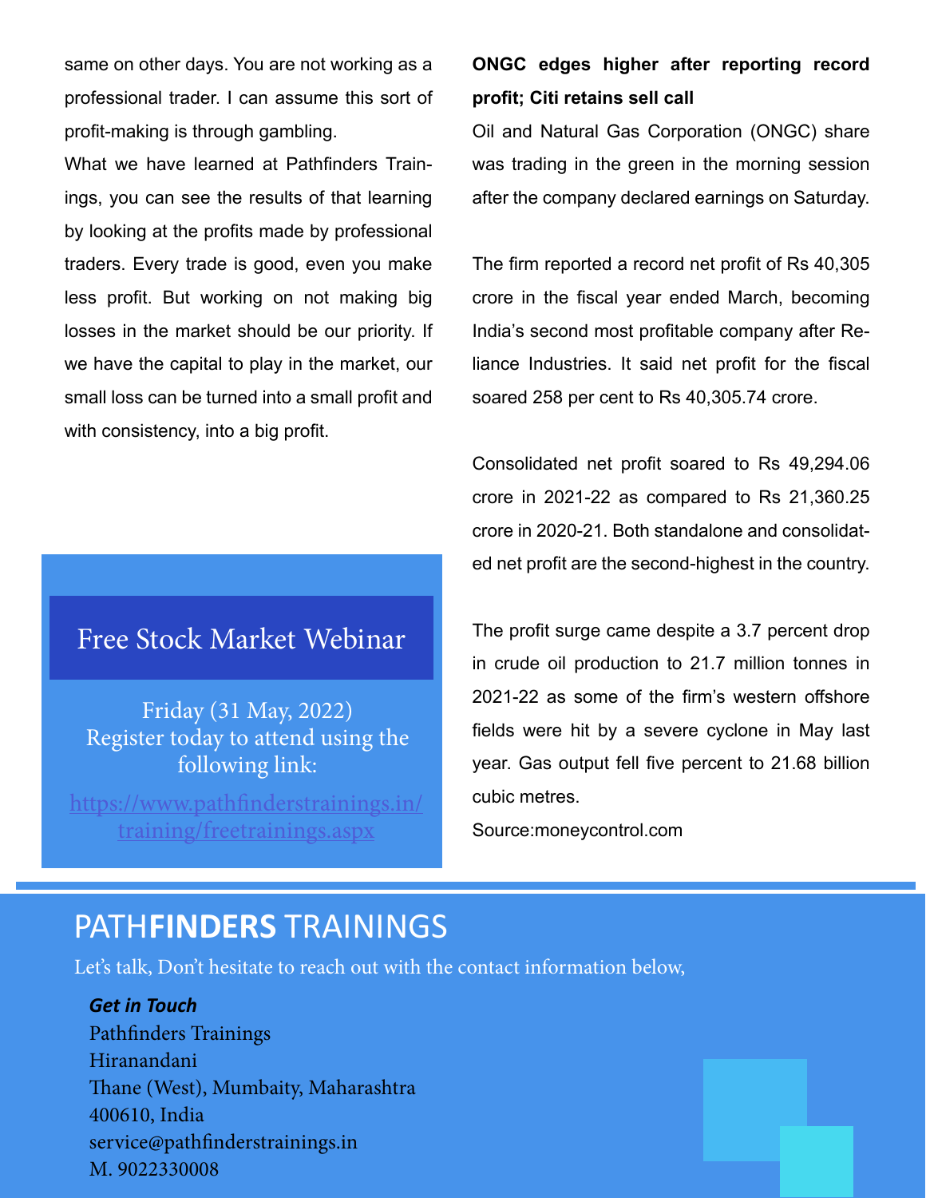same on other days. You are not working as a professional trader. I can assume this sort of profit-making is through gambling.

What we have learned at Pathfinders Trainings, you can see the results of that learning by looking at the profits made by professional traders. Every trade is good, even you make less profit. But working on not making big losses in the market should be our priority. If we have the capital to play in the market, our small loss can be turned into a small profit and with consistency, into a big profit.

## Free Stock Market Webinar

Friday (31 May, 2022)
Register today to attend using the following link:
https://www.pathfinderstrainings.in/training/freetrainings.aspx

**ONGC edges higher after reporting record profit; Citi retains sell call**

Oil and Natural Gas Corporation (ONGC) share was trading in the green in the morning session after the company declared earnings on Saturday.

The firm reported a record net profit of Rs 40,305 crore in the fiscal year ended March, becoming India's second most profitable company after Reliance Industries. It said net profit for the fiscal soared 258 per cent to Rs 40,305.74 crore.

Consolidated net profit soared to Rs 49,294.06 crore in 2021-22 as compared to Rs 21,360.25 crore in 2020-21. Both standalone and consolidated net profit are the second-highest in the country.

The profit surge came despite a 3.7 percent drop in crude oil production to 21.7 million tonnes in 2021-22 as some of the firm's western offshore fields were hit by a severe cyclone in May last year. Gas output fell five percent to 21.68 billion cubic metres.

Source:moneycontrol.com

## PATH**FINDERS** TRAININGS

Let's talk, Don't hesitate to reach out with the contact information below,

***Get in Touch***

Pathfinders Trainings
Hiranandani
Thane (West), Mumbaity, Maharashtra
400610, India
service@pathfinderstrainings.in
M. 9022330008